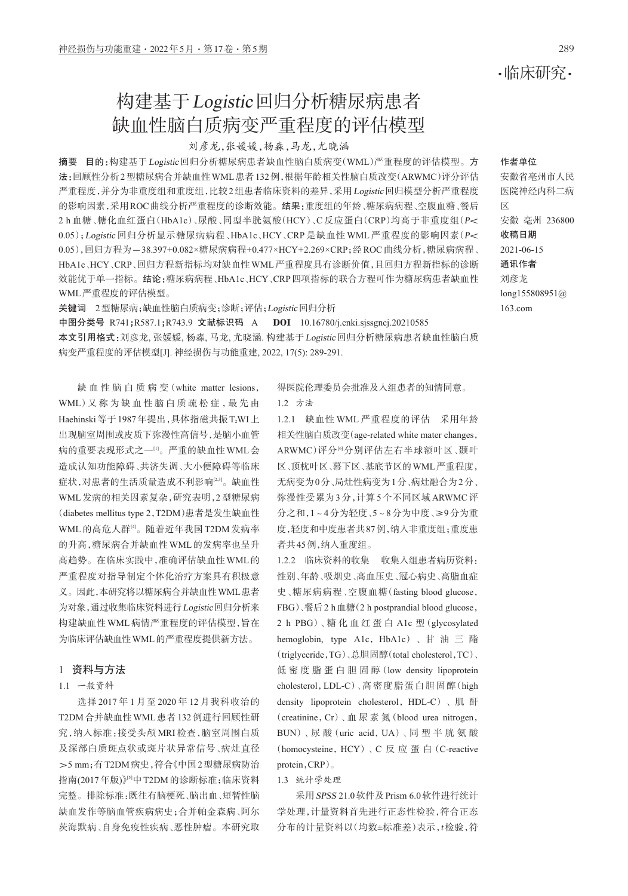·临床研究·

# 构建基于*Logistic*回归分析糖尿病患者缺血性脑白质病变严重程度的评估模型

刘彦龙，张媛媛，杨森，马龙，尤晓涵

**摘要** **目的：**构建基于*Logistic*回归分析糖尿病患者缺血性脑白质病变(WML)严重程度的评估模型。**方法：**回顾性分析2型糖尿病合并缺血性WML患者132例，根据年龄相关性脑白质改变(ARWMC)评分评估严重程度，并分为非重度组和重度组，比较2组患者临床资料的差异，采用*Logistic*回归模型分析严重程度的影响因素，采用ROC曲线分析严重程度的诊断效能。**结果：**重度组的年龄、糖尿病病程、空腹血糖、餐后2 h血糖、糖化血红蛋白(HbA1c)、尿酸、同型半胱氨酸(HCY)、C反应蛋白(CRP)均高于非重度组($P<0.05$)；*Logistic*回归分析显示糖尿病病程、HbA1c、HCY、CRP是缺血性WML严重程度的影响因素($P<0.05$)，回归方程为$-38.397+0.082\times$糖尿病病程$+0.477\times$HCY$+2.269\times$CRP；经ROC曲线分析，糖尿病病程、HbA1c、HCY、CRP、回归方程新指标均对缺血性WML严重程度具有诊断价值，且回归方程新指标的诊断效能优于单一指标。**结论：**糖尿病病程、HbA1c、HCY、CRP四项指标的联合方程可作为糖尿病患者缺血性WML严重程度的评估模型。

**关键词** 2型糖尿病；缺血性脑白质病变；诊断；评估；*Logistic*回归分析

**中图分类号** R741;R587.1;R743.9 **文献标识码** A **DOI** 10.16780/j.cnki.sjssgncj.20210585

**本文引用格式：**刘彦龙, 张媛媛, 杨森, 马龙, 尤晓涵. 构建基于*Logistic*回归分析糖尿病患者缺血性脑白质病变严重程度的评估模型[J]. 神经损伤与功能重建, 2022, 17(5): 289-291.

**作者单位**
安徽省亳州市人民医院神经内科二病区
安徽 亳州 236800

**收稿日期**
2021-06-15

**通讯作者**
刘彦龙
long155808951@163.com

缺血性脑白质病变(white matter lesions，WML)又称为缺血性脑白质疏松症，最先由Haehinski等于1987年提出，具体指磁共振$T_2$WI上出现脑室周围或皮质下弥漫性高信号，是脑小血管病的重要表现形式之一[1]。严重的缺血性WML会造成认知功能障碍、共济失调、大小便障碍等临床症状，对患者的生活质量造成不利影响[2,3]。缺血性WML发病的相关因素复杂，研究表明，2型糖尿病(diabetes mellitus type 2，T2DM)患者是发生缺血性WML的高危人群[4]。随着近年我国T2DM发病率的升高，糖尿病合并缺血性WML的发病率也呈升高趋势。在临床实践中，准确评估缺血性WML的严重程度对指导制定个体化治疗方案具有积极意义。因此，本研究将以糖尿病合并缺血性WML患者为对象，通过收集临床资料进行*Logistic*回归分析来构建缺血性WML病情严重程度的评估模型，旨在为临床评估缺血性WML的严重程度提供新方法。

## 1 资料与方法

### 1.1 一般资料

选择2017年1月至2020年12月我科收治的T2DM合并缺血性WML患者132例进行回顾性研究，纳入标准：接受头颅MRI检查，脑室周围白质及深部白质斑点状或斑片状异常信号、病灶直径>5 mm；有T2DM病史，符合《中国2型糖尿病防治指南(2017年版)》[5]中T2DM的诊断标准；临床资料完整。排除标准：既往有脑梗死、脑出血、短暂性脑缺血发作等脑血管疾病病史；合并帕金森病、阿尔茨海默病、自身免疫性疾病、恶性肿瘤。本研究取得医院伦理委员会批准及入组患者的知情同意。

### 1.2 方法

1.2.1 缺血性WML严重程度的评估 采用年龄相关性脑白质改变(age-related white mater changes，ARWMC)评分[6]分别评估左右半球额叶区、颞叶区、顶枕叶区、幕下区、基底节区的WML严重程度，无病变为0分、局灶性病变为1分、病灶融合为2分、弥漫性受累为3分，计算5个不同区域ARWMC评分之和，1～4分为轻度、5～8分为中度、≥9分为重度，轻度和中度患者共87例，纳入非重度组；重度患者共45例，纳入重度组。

1.2.2 临床资料的收集 收集入组患者病历资料：性别、年龄、吸烟史、高血压史、冠心病史、高脂血症史、糖尿病病程、空腹血糖(fasting blood glucose，FBG)、餐后2 h血糖(2 h postprandial blood glucose，2 h PBG)、糖化血红蛋白A1c型(glycosylated hemoglobin, type A1c，HbA1c)、甘油三酯(triglyceride，TG)、总胆固醇(total cholesterol，TC)、低密度脂蛋白胆固醇(low density lipoprotein cholesterol，LDL-C)、高密度脂蛋白胆固醇(high density lipoprotein cholesterol，HDL-C)、肌酐(creatinine，Cr)、血尿素氮(blood urea nitrogen，BUN)、尿酸(uric acid，UA)、同型半胱氨酸(homocysteine，HCY)、C反应蛋白(C-reactive protein，CRP)。

### 1.3 统计学处理

采用*SPSS* 21.0软件及Prism 6.0软件进行统计学处理，计量资料首先进行正态性检验，符合正态分布的计量资料以(均数±标准差)表示，*t*检验，符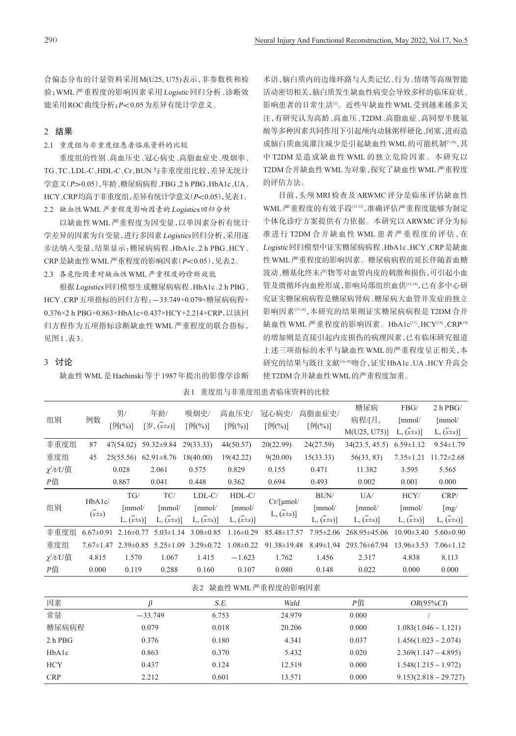合偏态分布的计量资料采用M(U25, U75)表示，非参数秩和检验；WML严重程度的影响因素采用*Logistic*回归分析、诊断效能采用ROC曲线分析；$P<0.05$为差异有统计学意义。

## 2 结果

### 2.1 重度组与非重度组患者临床资料的比较

重度组的性别、高血压史、冠心病史、高脂血症史、吸烟率、TG、TC、LDL-C、HDL-C、Cr、BUN与非重度组比较，差异无统计学意义($P>0.05$)，年龄、糖尿病病程、FBG、2 h PBG、HbA1c、UA、HCY、CRP均高于非重度组，差异有统计学意义($P<0.05$)，见表1。

### 2.2 缺血性WML严重程度影响因素的Logistics回归分析

以缺血性WML严重程度为因变量，以单因素分析有统计学差异的因素为自变量，进行多因素*Logistics*回归分析，采用逐步法纳入变量，结果显示：糖尿病病程、HbA1c、2 h PBG、HCY、CRP是缺血性WML严重程度的影响因素($P<0.05$)，见表2。

### 2.3 各危险因素对缺血性WML严重程度的诊断效能

根据*Logistics*回归模型生成糖尿病病程、HbA1c、2 h PBG、HCY、CRP五项指标的回归方程：−33.749+0.079×糖尿病病程+0.376×2 h PBG+0.863×HbA1c+0.437×HCY+2.214×CRP，以该回归方程作为五项指标诊断缺血性WML严重程度的联合指标，见图1、表3。

## 3 讨论

缺血性WML是Haehinski等于1987年提出的影像学诊断术语，脑白质内的边缘环路与人类记忆、行为、情绪等高级智能活动密切相关，脑白质发生缺血性病变会导致多样的临床症状、影响患者的日常生活[1]。近些年缺血性WML受到越来越多关注，有研究认为高龄、高血压、T2DM、高脂血症、高同型半胱氨酸等多种因素共同作用下引起颅内动脉粥样硬化、闭塞，进而造成脑白质血流灌注减少是引起缺血性WML的可能机制[7-10]，其中T2DM是造成缺血性WML的独立危险因素。本研究以T2DM合并缺血性WML为对象，探究了缺血性WML严重程度的评估方法。

目前，头颅MRI检查及ARWMC评分是临床评估缺血性WML严重程度的有效手段[11,12]，准确评估严重程度能够为制定个体化诊疗方案提供有力依据。本研究以ARWMC评分为标准进行T2DM合并缺血性WML患者严重程度的评估，在*Logistic*回归模型中证实糖尿病病程、HbA1c、HCY、CRP是缺血性WML严重程度的影响因素。糖尿病病程的延长伴随着血糖波动、糖基化终末产物等对血管内皮的刺激和损伤，可引起小血管及微循环内血栓形成，影响局部组织血供[13,14]，已有多中心研究证实糖尿病病程是糖尿病肾病、糖尿病大血管并发症的独立影响因素[15,16]，本研究的结果则证实糖尿病病程是T2DM合并缺血性WML严重程度的影响因素。HbA1c[17]、HCY[18]、CRP[19]的增加则是直接引起内皮损伤的病理因素，已有临床研究报道上述三项指标的水平与缺血性WML的严重程度呈正相关，本研究的结果与既往文献[16-18]吻合，证实HbA1c、UA、HCY升高会使T2DM合并缺血性WML的严重程度加重。

表1 重度组与非重度组患者临床资料的比较

| 组别 | 例数 | 男/[例(%)] | 年龄/[岁, $(\bar{x}\pm s)$] | 吸烟史/[例(%)] | 高血压史/[例(%)] | 冠心病史/[例(%)] | 高脂血症史/[例(%)] | 糖尿病病程/[月, M(U25, U75)] | FBG/[mmol/L, $(\bar{x}\pm s)$] | 2 h PBG/[mmol/L, $(\bar{x}\pm s)$] |
|---|---|---|---|---|---|---|---|---|---|---|
| 非重度组 | 87 | 47(54.02) | 59.32±9.84 | 29(33.33) | 44(50.57) | 20(22.99) | 24(27.59) | 34(23.5, 45.5) | 6.59±1.12 | 9.54±1.79 |
| 重度组 | 45 | 25(55.56) | 62.91±8.76 | 18(40.00) | 19(42.22) | 9(20.00) | 15(33.33) | 56(33, 83) | 7.35±1.21 | 11.72±2.68 |
| $\chi^2$/t/U值 | | 0.028 | 2.061 | 0.575 | 0.829 | 0.155 | 0.471 | 11.382 | 3.595 | 5.565 |
| P值 | | 0.867 | 0.041 | 0.448 | 0.362 | 0.694 | 0.493 | 0.002 | 0.001 | 0.000 |

| 组别 | HbA1c/$(\bar{x}\pm s)$ | TG/[mmol/L, $(\bar{x}\pm s)$] | TC/[mmol/L, $(\bar{x}\pm s)$] | LDL-C/[mmol/L, $(\bar{x}\pm s)$] | HDL-C/[mmol/L, $(\bar{x}\pm s)$] | Cr/[μmol/L, $(\bar{x}\pm s)$] | BUN/[mmol/L, $(\bar{x}\pm s)$] | UA/[mmol/L, $(\bar{x}\pm s)$] | HCY/[mmol/L, $(\bar{x}\pm s)$] | CRP/[mg/L, $(\bar{x}\pm s)$] |
|---|---|---|---|---|---|---|---|---|---|---|
| 非重度组 | 6.67±0.91 | 2.16±0.77 | 5.03±1.14 | 3.08±0.85 | 1.16±0.29 | 85.48±17.57 | 7.95±2.06 | 268.95±45.06 | 10.90±3.40 | 5.60±0.90 |
| 重度组 | 7.67±1.47 | 2.39±0.85 | 5.25±1.09 | 3.29±0.72 | 1.08±0.22 | 91.38±19.48 | 8.49±1.94 | 293.76±67.94 | 13.96±3.53 | 7.06±1.12 |
| $\chi^2$/t/U值 | 4.815 | 1.570 | 1.067 | 1.415 | −1.623 | 1.762 | 1.456 | 2.317 | 4.838 | 8.113 |
| P值 | 0.000 | 0.119 | 0.288 | 0.160 | 0.107 | 0.080 | 0.148 | 0.022 | 0.000 | 0.000 |

表2 缺血性WML严重程度的影响因素

| 因素 | β | S.E. | Wald | P值 | OR(95%CI) |
|---|---|---|---|---|---|
| 常量 | −33.749 | 6.753 | 24.979 | 0.000 | / |
| 糖尿病病程 | 0.079 | 0.018 | 20.206 | 0.000 | 1.083(1.046 ~ 1.121) |
| 2 h PBG | 0.376 | 0.180 | 4.341 | 0.037 | 1.456(1.023 ~ 2.074) |
| HbA1c | 0.863 | 0.370 | 5.432 | 0.020 | 2.369(1.147 ~ 4.895) |
| HCY | 0.437 | 0.124 | 12.519 | 0.000 | 1.548(1.215 ~ 1.972) |
| CRP | 2.212 | 0.601 | 13.571 | 0.000 | 9.153(2.818 ~ 29.727) |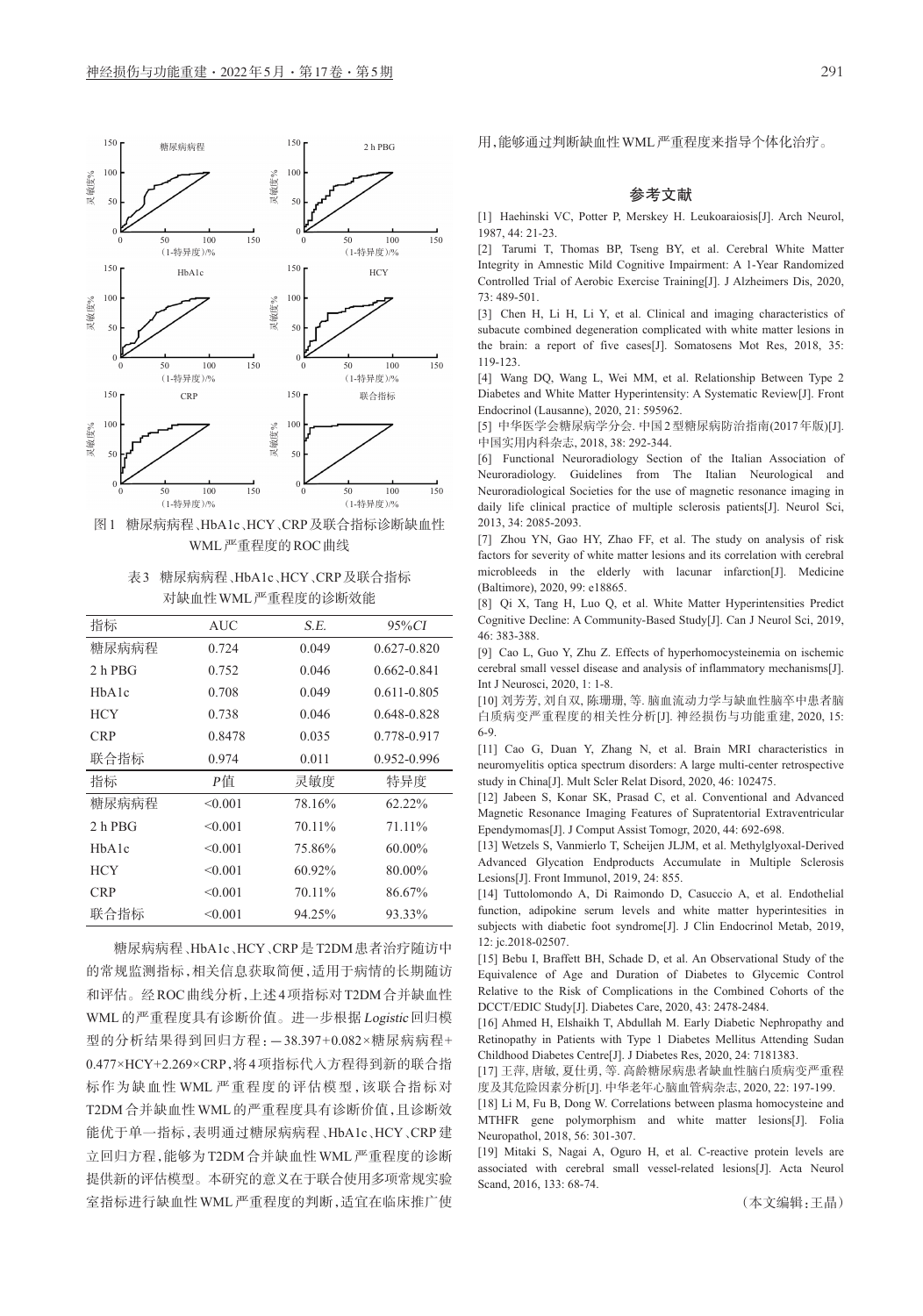糖尿病病程

150
100
50
0
0 50 100 150
(1-特异度)/%
灵敏度%

2 h PBG

150
100
50
0
0 50 100 150
(1-特异度)/%
灵敏度%

HbA1c

150
100
50
0
0 50 100 150
(1-特异度)/%
灵敏度%

HCY

150
100
50
0
0 50 100 150
(1-特异度)/%
灵敏度%

CRP

150
100
50
0
0 50 100 150
(1-特异度)/%
灵敏度%

联合指标

150
100
50
0
0 50 100 150
(1-特异度)/%
灵敏度%

图1 糖尿病病程、HbA1c、HCY、CRP及联合指标诊断缺血性WML严重程度的ROC曲线

表3 糖尿病病程、HbA1c、HCY、CRP及联合指标对缺血性WML严重程度的诊断效能

| 指标 | AUC | *S.E.* | 95%*CI* |
|---|---|---|---|
| 糖尿病病程 | 0.724 | 0.049 | 0.627-0.820 |
| 2 h PBG | 0.752 | 0.046 | 0.662-0.841 |
| HbA1c | 0.708 | 0.049 | 0.611-0.805 |
| HCY | 0.738 | 0.046 | 0.648-0.828 |
| CRP | 0.8478 | 0.035 | 0.778-0.917 |
| 联合指标 | 0.974 | 0.011 | 0.952-0.996 |
| 指标 | *P*值 | 灵敏度 | 特异度 |
| 糖尿病病程 | <0.001 | 78.16% | 62.22% |
| 2 h PBG | <0.001 | 70.11% | 71.11% |
| HbA1c | <0.001 | 75.86% | 60.00% |
| HCY | <0.001 | 60.92% | 80.00% |
| CRP | <0.001 | 70.11% | 86.67% |
| 联合指标 | <0.001 | 94.25% | 93.33% |

糖尿病病程、HbA1c、HCY、CRP是T2DM患者治疗随访中的常规监测指标，相关信息获取简便，适用于病情的长期随访和评估。经ROC曲线分析，上述4项指标对T2DM合并缺血性WML的严重程度具有诊断价值。进一步根据*Logistic*回归模型的分析结果得到回归方程：$-38.397+0.082\times$糖尿病病程$+0.477\times$HCY$+2.269\times$CRP，将4项指标代入方程得到新的联合指标作为缺血性WML严重程度的评估模型，该联合指标对T2DM合并缺血性WML的严重程度具有诊断价值，且诊断效能优于单一指标，表明通过糖尿病病程、HbA1c、HCY、CRP建立回归方程，能够为T2DM合并缺血性WML严重程度的诊断提供新的评估模型。本研究的意义在于联合使用多项常规实验室指标进行缺血性WML严重程度的判断，适宜在临床推广使用，能够通过判断缺血性WML严重程度来指导个体化治疗。

## 参考文献

[1] Haehinski VC, Potter P, Merskey H. Leukoaraiosis[J]. Arch Neurol, 1987, 44: 21-23.

[2] Tarumi T, Thomas BP, Tseng BY, et al. Cerebral White Matter Integrity in Amnestic Mild Cognitive Impairment: A 1-Year Randomized Controlled Trial of Aerobic Exercise Training[J]. J Alzheimers Dis, 2020, 73: 489-501.

[3] Chen H, Li H, Li Y, et al. Clinical and imaging characteristics of subacute combined degeneration complicated with white matter lesions in the brain: a report of five cases[J]. Somatosens Mot Res, 2018, 35: 119-123.

[4] Wang DQ, Wang L, Wei MM, et al. Relationship Between Type 2 Diabetes and White Matter Hyperintensity: A Systematic Review[J]. Front Endocrinol (Lausanne), 2020, 21: 595962.

[5] 中华医学会糖尿病学分会. 中国2型糖尿病防治指南(2017年版)[J]. 中国实用内科杂志, 2018, 38: 292-344.

[6] Functional Neuroradiology Section of the Italian Association of Neuroradiology. Guidelines from The Italian Neurological and Neuroradiological Societies for the use of magnetic resonance imaging in daily life clinical practice of multiple sclerosis patients[J]. Neurol Sci, 2013, 34: 2085-2093.

[7] Zhou YN, Gao HY, Zhao FF, et al. The study on analysis of risk factors for severity of white matter lesions and its correlation with cerebral microbleeds in the elderly with lacunar infarction[J]. Medicine (Baltimore), 2020, 99: e18865.

[8] Qi X, Tang H, Luo Q, et al. White Matter Hyperintensities Predict Cognitive Decline: A Community-Based Study[J]. Can J Neurol Sci, 2019, 46: 383-388.

[9] Cao L, Guo Y, Zhu Z. Effects of hyperhomocysteinemia on ischemic cerebral small vessel disease and analysis of inflammatory mechanisms[J]. Int J Neurosci, 2020, 1: 1-8.

[10] 刘芳芳, 刘自双, 陈珊珊, 等. 脑血流动力学与缺血性脑卒中患者脑白质病变严重程度的相关性分析[J]. 神经损伤与功能重建, 2020, 15: 6-9.

[11] Cao G, Duan Y, Zhang N, et al. Brain MRI characteristics in neuromyelitis optica spectrum disorders: A large multi-center retrospective study in China[J]. Mult Scler Relat Disord, 2020, 46: 102475.

[12] Jabeen S, Konar SK, Prasad C, et al. Conventional and Advanced Magnetic Resonance Imaging Features of Supratentorial Extraventricular Ependymomas[J]. J Comput Assist Tomogr, 2020, 44: 692-698.

[13] Wetzels S, Vanmierlo T, Scheijen JLJM, et al. Methylglyoxal-Derived Advanced Glycation Endproducts Accumulate in Multiple Sclerosis Lesions[J]. Front Immunol, 2019, 24: 855.

[14] Tuttolomondo A, Di Raimondo D, Casuccio A, et al. Endothelial function, adipokine serum levels and white matter hyperintensities in subjects with diabetic foot syndrome[J]. J Clin Endocrinol Metab, 2019, 12: jc.2018-02507.

[15] Bebu I, Braffett BH, Schade D, et al. An Observational Study of the Equivalence of Age and Duration of Diabetes to Glycemic Control Relative to the Risk of Complications in the Combined Cohorts of the DCCT/EDIC Study[J]. Diabetes Care, 2020, 43: 2478-2484.

[16] Ahmed H, Elshaikh T, Abdullah M. Early Diabetic Nephropathy and Retinopathy in Patients with Type 1 Diabetes Mellitus Attending Sudan Childhood Diabetes Centre[J]. J Diabetes Res, 2020, 24: 7181383.

[17] 王萍, 唐敏, 夏仕勇, 等. 高龄糖尿病患者缺血性脑白质病变严重程度及其危险因素分析[J]. 中华老年心脑血管病杂志, 2020, 22: 197-199.

[18] Li M, Fu B, Dong W. Correlations between plasma homocysteine and MTHFR gene polymorphism and white matter lesions[J]. Folia Neuropathol, 2018, 56: 301-307.

[19] Mitaki S, Nagai A, Oguro H, et al. C-reactive protein levels are associated with cerebral small vessel-related lesions[J]. Acta Neurol Scand, 2016, 133: 68-74.

（本文编辑：王晶）